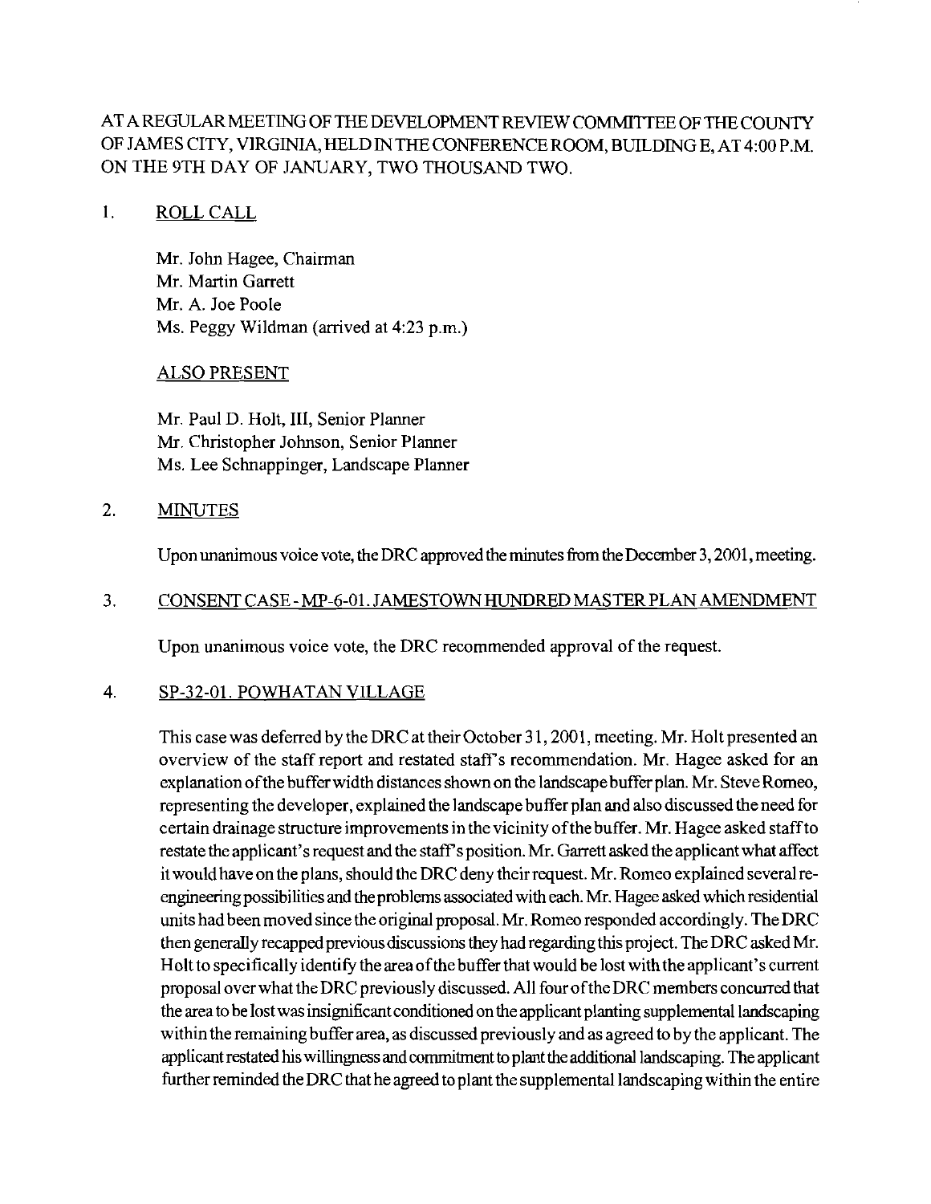AT A REGULAR MEETING OF THE DEVELOPMENT REVIEW COMMITTEE OF THE COUNTY OF JAMES CITY, VIRGINIA, HELD IN THE CONFERENCE ROOM, BUILDING E, AT 4:00 P.M. ON THE 9TH DAY OF JANUARY, TWO THOUSAND TWO.

1. ROLL CALL

   Mr. John Hagee, Chairman
   Mr. Martin Garrett
   Mr. A. Joe Poole
   Ms. Peggy Wildman (arrived at 4:23 p.m.)

   ALSO PRESENT

   Mr. Paul D. Holt, III, Senior Planner
   Mr. Christopher Johnson, Senior Planner
   Ms. Lee Schnappinger, Landscape Planner

2. MINUTES

   Upon unanimous voice vote, the DRC approved the minutes from the December 3, 2001, meeting.

3. CONSENT CASE - MP-6-01. JAMESTOWN HUNDRED MASTER PLAN AMENDMENT

   Upon unanimous voice vote, the DRC recommended approval of the request.

4. SP-32-01. POWHATAN VILLAGE

   This case was deferred by the DRC at their October 31, 2001, meeting. Mr. Holt presented an overview of the staff report and restated staff's recommendation. Mr. Hagee asked for an explanation of the buffer width distances shown on the landscape buffer plan. Mr. Steve Romeo, representing the developer, explained the landscape buffer plan and also discussed the need for certain drainage structure improvements in the vicinity of the buffer. Mr. Hagee asked staff to restate the applicant's request and the staff's position. Mr. Garrett asked the applicant what affect it would have on the plans, should the DRC deny their request. Mr. Romeo explained several re-engineering possibilities and the problems associated with each. Mr. Hagee asked which residential units had been moved since the original proposal. Mr. Romeo responded accordingly. The DRC then generally recapped previous discussions they had regarding this project. The DRC asked Mr. Holt to specifically identify the area of the buffer that would be lost with the applicant's current proposal over what the DRC previously discussed. All four of the DRC members concurred that the area to be lost was insignificant conditioned on the applicant planting supplemental landscaping within the remaining buffer area, as discussed previously and as agreed to by the applicant. The applicant restated his willingness and commitment to plant the additional landscaping. The applicant further reminded the DRC that he agreed to plant the supplemental landscaping within the entire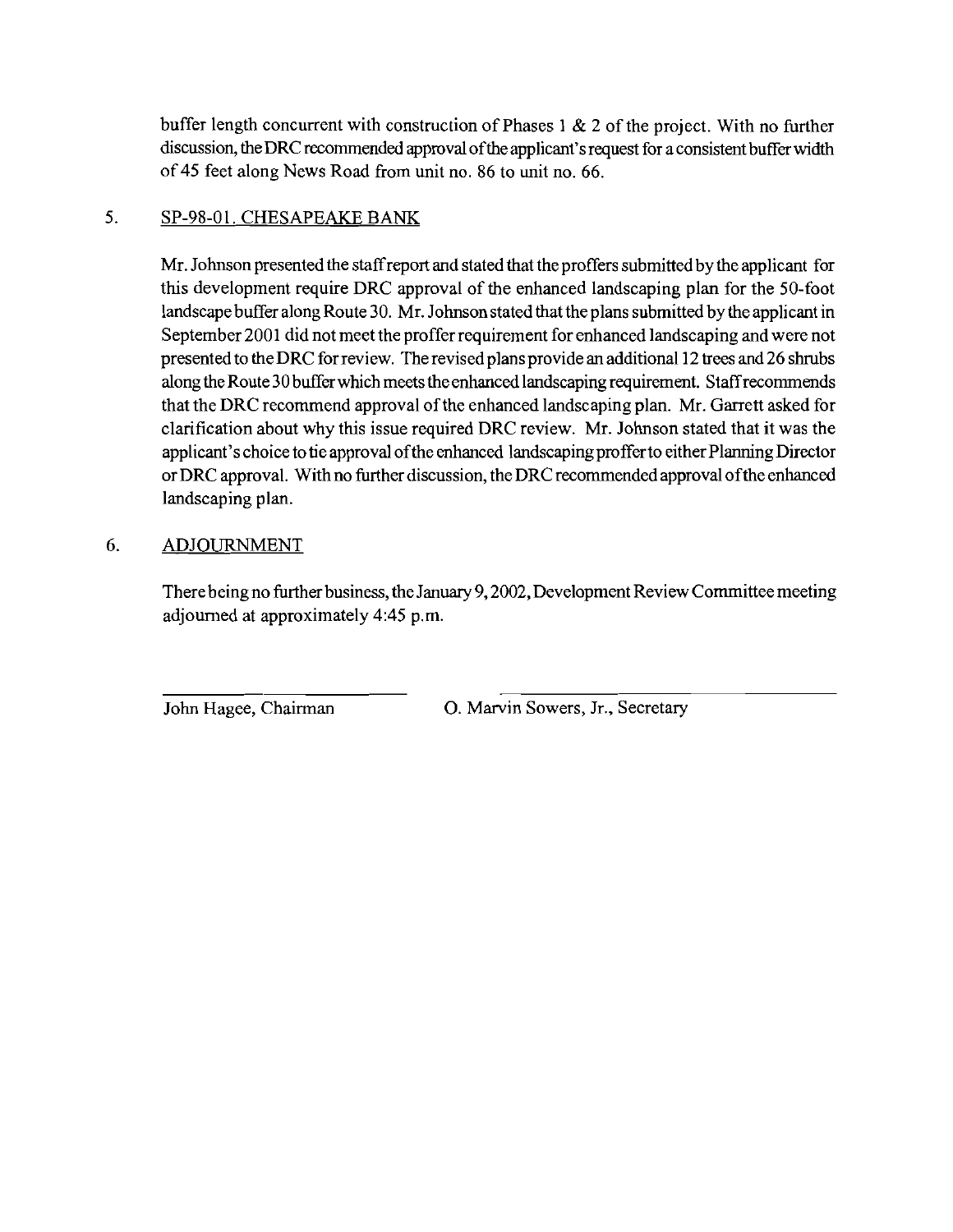buffer length concurrent with construction of Phases 1 & 2 of the project. With no further discussion, the DRC recommended approval of the applicant's request for a consistent buffer width of 45 feet along News Road from unit no. 86 to unit no. 66.

5. SP-98-01. CHESAPEAKE BANK

   Mr. Johnson presented the staff report and stated that the proffers submitted by the applicant for this development require DRC approval of the enhanced landscaping plan for the 50-foot landscape buffer along Route 30. Mr. Johnson stated that the plans submitted by the applicant in September 2001 did not meet the proffer requirement for enhanced landscaping and were not presented to the DRC for review. The revised plans provide an additional 12 trees and 26 shrubs along the Route 30 buffer which meets the enhanced landscaping requirement. Staff recommends that the DRC recommend approval of the enhanced landscaping plan. Mr. Garrett asked for clarification about why this issue required DRC review. Mr. Johnson stated that it was the applicant's choice to tie approval of the enhanced landscaping proffer to either Planning Director or DRC approval. With no further discussion, the DRC recommended approval of the enhanced landscaping plan.

6. ADJOURNMENT

   There being no further business, the January 9, 2002, Development Review Committee meeting adjourned at approximately 4:45 p.m.

John Hagee, Chairman

O. Marvin Sowers, Jr., Secretary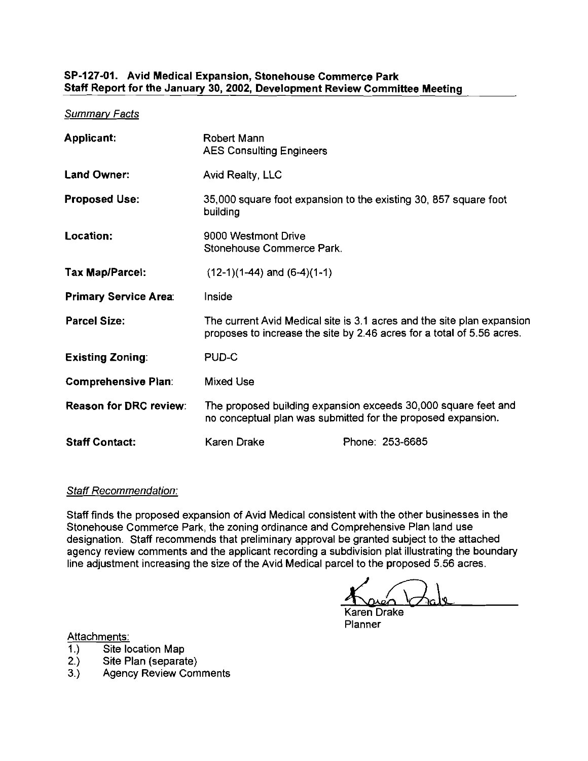**SP-127-01. Avid Medical Expansion, Stonehouse Commerce Park**
**Staff Report for the January 30, 2002, Development Review Committee Meeting**

*Summary Facts*

| | |
|---|---|
| **Applicant:** | Robert Mann<br>AES Consulting Engineers |
| **Land Owner:** | Avid Realty, LLC |
| **Proposed Use:** | 35,000 square foot expansion to the existing 30, 857 square foot building |
| **Location:** | 9000 Westmont Drive<br>Stonehouse Commerce Park. |
| **Tax Map/Parcel:** | (12-1)(1-44) and (6-4)(1-1) |
| **Primary Service Area:** | Inside |
| **Parcel Size:** | The current Avid Medical site is 3.1 acres and the site plan expansion proposes to increase the site by 2.46 acres for a total of 5.56 acres. |
| **Existing Zoning:** | PUD-C |
| **Comprehensive Plan:** | Mixed Use |
| **Reason for DRC review:** | The proposed building expansion exceeds 30,000 square feet and no conceptual plan was submitted for the proposed expansion. |
| **Staff Contact:** | Karen Drake Phone: 253-6685 |

*Staff Recommendation:*

Staff finds the proposed expansion of Avid Medical consistent with the other businesses in the Stonehouse Commerce Park, the zoning ordinance and Comprehensive Plan land use designation. Staff recommends that preliminary approval be granted subject to the attached agency review comments and the applicant recording a subdivision plat illustrating the boundary line adjustment increasing the size of the Avid Medical parcel to the proposed 5.56 acres.

Karen Drake
Planner

Attachments:

1.) Site location Map
2.) Site Plan (separate)
3.) Agency Review Comments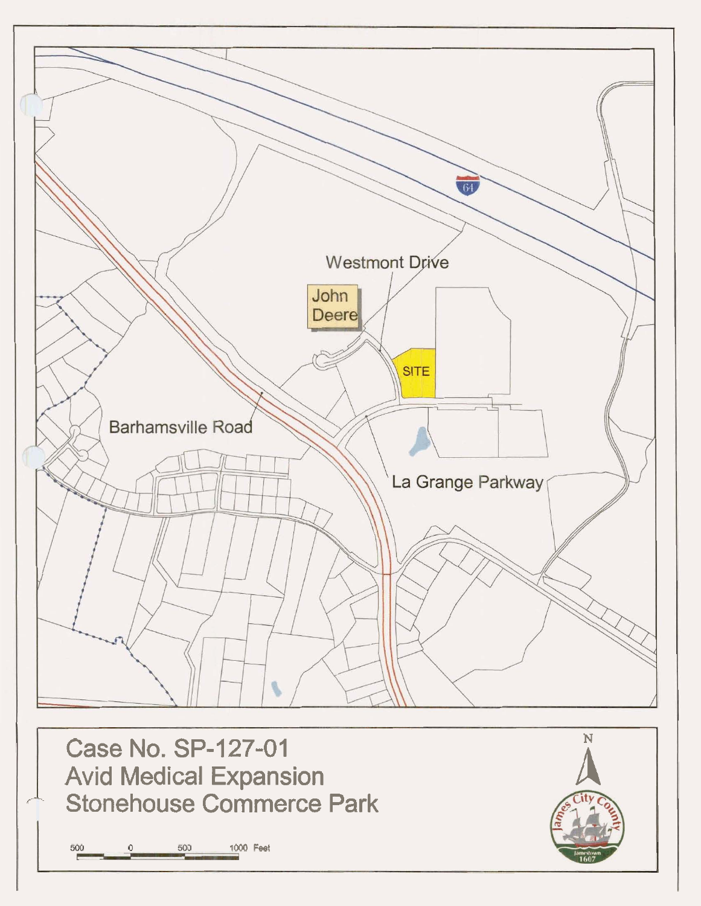Westmont Drive

John Deere

SITE

Barhamsville Road

La Grange Parkway

# Case No. SP-127-01
## Avid Medical Expansion
## Stonehouse Commerce Park

500 0 500 1000 Feet

N

James City County
Jamestown 1607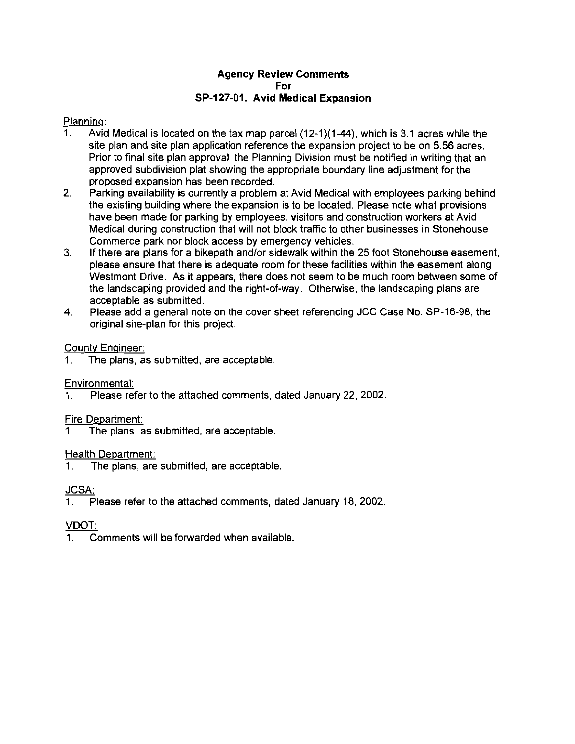**Agency Review Comments**
**For**
**SP-127-01. Avid Medical Expansion**

Planning:

1. Avid Medical is located on the tax map parcel (12-1)(1-44), which is 3.1 acres while the site plan and site plan application reference the expansion project to be on 5.56 acres. Prior to final site plan approval; the Planning Division must be notified in writing that an approved subdivision plat showing the appropriate boundary line adjustment for the proposed expansion has been recorded.
2. Parking availability is currently a problem at Avid Medical with employees parking behind the existing building where the expansion is to be located. Please note what provisions have been made for parking by employees, visitors and construction workers at Avid Medical during construction that will not block traffic to other businesses in Stonehouse Commerce park nor block access by emergency vehicles.
3. If there are plans for a bikepath and/or sidewalk within the 25 foot Stonehouse easement, please ensure that there is adequate room for these facilities within the easement along Westmont Drive. As it appears, there does not seem to be much room between some of the landscaping provided and the right-of-way. Otherwise, the landscaping plans are acceptable as submitted.
4. Please add a general note on the cover sheet referencing JCC Case No. SP-16-98, the original site-plan for this project.

County Engineer:

1. The plans, as submitted, are acceptable.

Environmental:

1. Please refer to the attached comments, dated January 22, 2002.

Fire Department:

1. The plans, as submitted, are acceptable.

Health Department:

1. The plans, are submitted, are acceptable.

JCSA:

1. Please refer to the attached comments, dated January 18, 2002.

VDOT:

1. Comments will be forwarded when available.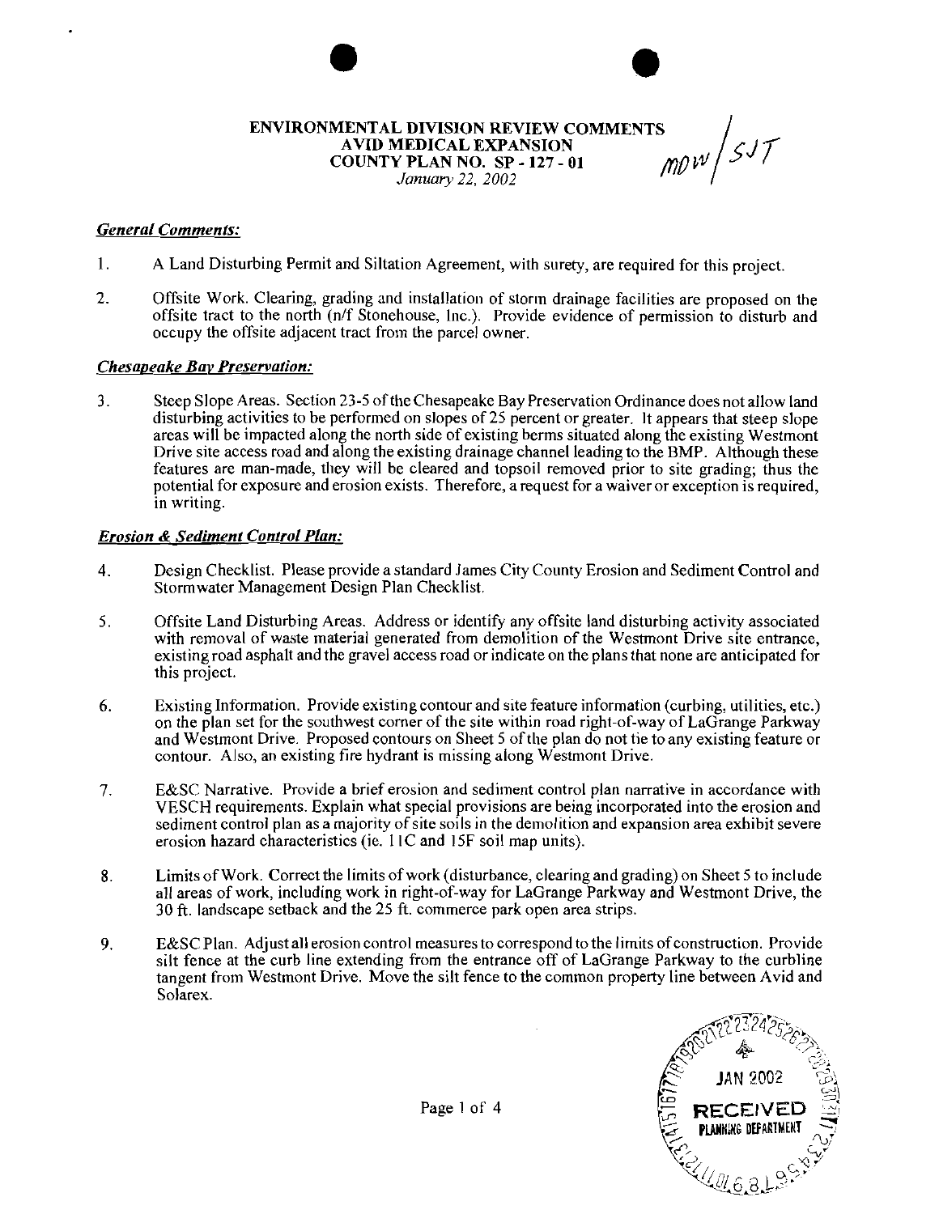**ENVIRONMENTAL DIVISION REVIEW COMMENTS**
**AVID MEDICAL EXPANSION**
**COUNTY PLAN NO. SP - 127 - 01**
*January 22, 2002*

MDW / SJT

***General Comments:***

1. A Land Disturbing Permit and Siltation Agreement, with surety, are required for this project.

2. Offsite Work. Clearing, grading and installation of storm drainage facilities are proposed on the offsite tract to the north (n/f Stonehouse, Inc.). Provide evidence of permission to disturb and occupy the offsite adjacent tract from the parcel owner.

***Chesapeake Bay Preservation:***

3. Steep Slope Areas. Section 23-5 of the Chesapeake Bay Preservation Ordinance does not allow land disturbing activities to be performed on slopes of 25 percent or greater. It appears that steep slope areas will be impacted along the north side of existing berms situated along the existing Westmont Drive site access road and along the existing drainage channel leading to the BMP. Although these features are man-made, they will be cleared and topsoil removed prior to site grading; thus the potential for exposure and erosion exists. Therefore, a request for a waiver or exception is required, in writing.

***Erosion & Sediment Control Plan:***

4. Design Checklist. Please provide a standard James City County Erosion and Sediment Control and Stormwater Management Design Plan Checklist.

5. Offsite Land Disturbing Areas. Address or identify any offsite land disturbing activity associated with removal of waste material generated from demolition of the Westmont Drive site entrance, existing road asphalt and the gravel access road or indicate on the plans that none are anticipated for this project.

6. Existing Information. Provide existing contour and site feature information (curbing, utilities, etc.) on the plan set for the southwest corner of the site within road right-of-way of LaGrange Parkway and Westmont Drive. Proposed contours on Sheet 5 of the plan do not tie to any existing feature or contour. Also, an existing fire hydrant is missing along Westmont Drive.

7. E&SC Narrative. Provide a brief erosion and sediment control plan narrative in accordance with VESCH requirements. Explain what special provisions are being incorporated into the erosion and sediment control plan as a majority of site soils in the demolition and expansion area exhibit severe erosion hazard characteristics (ie. 11C and 15F soil map units).

8. Limits of Work. Correct the limits of work (disturbance, clearing and grading) on Sheet 5 to include all areas of work, including work in right-of-way for LaGrange Parkway and Westmont Drive, the 30 ft. landscape setback and the 25 ft. commerce park open area strips.

9. E&SC Plan. Adjust all erosion control measures to correspond to the limits of construction. Provide silt fence at the curb line extending from the entrance off of LaGrange Parkway to the curbline tangent from Westmont Drive. Move the silt fence to the common property line between Avid and Solarex.

JAN 2002
RECEIVED
PLANNING DEPARTMENT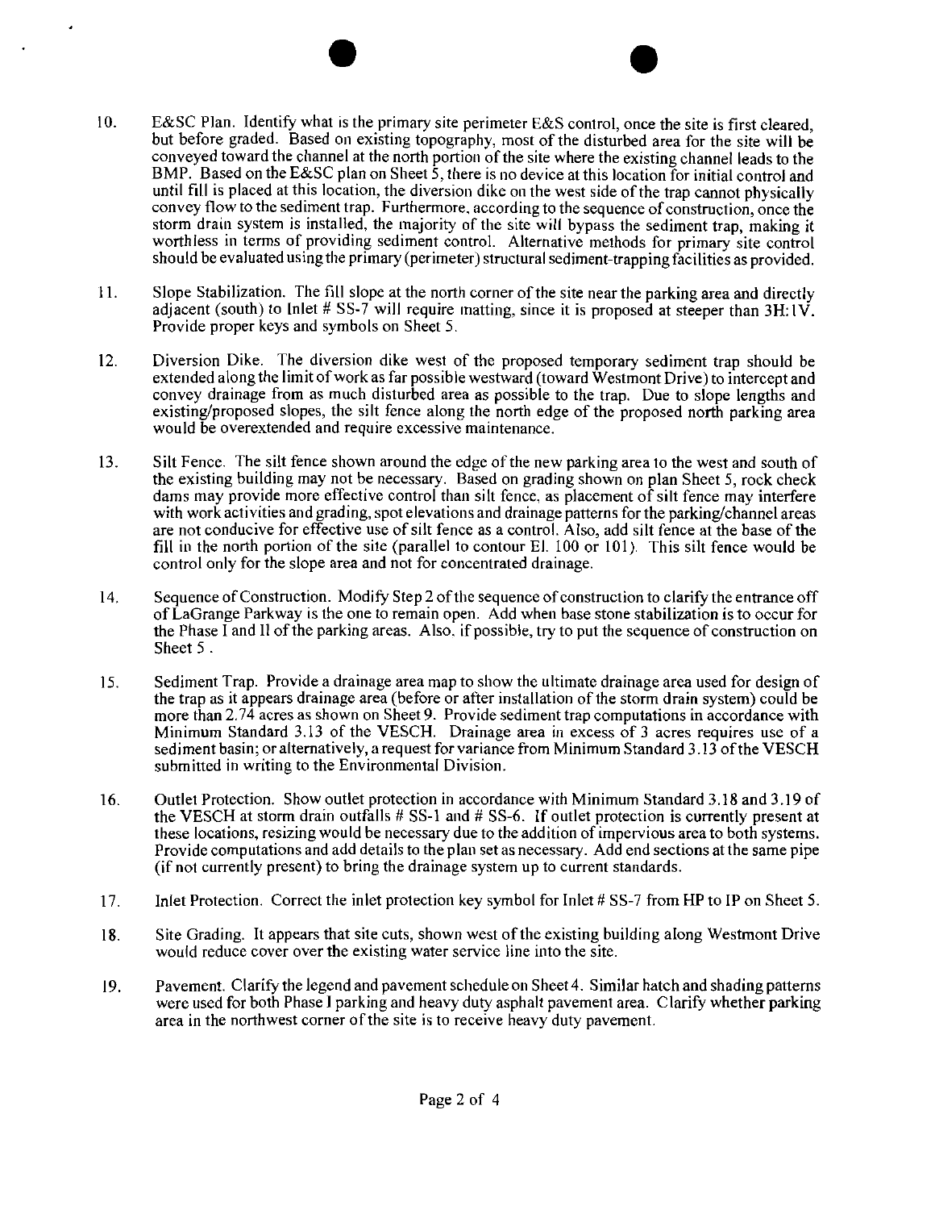10. E&SC Plan. Identify what is the primary site perimeter E&S control, once the site is first cleared, but before graded. Based on existing topography, most of the disturbed area for the site will be conveyed toward the channel at the north portion of the site where the existing channel leads to the BMP. Based on the E&SC plan on Sheet 5, there is no device at this location for initial control and until fill is placed at this location, the diversion dike on the west side of the trap cannot physically convey flow to the sediment trap. Furthermore, according to the sequence of construction, once the storm drain system is installed, the majority of the site will bypass the sediment trap, making it worthless in terms of providing sediment control. Alternative methods for primary site control should be evaluated using the primary (perimeter) structural sediment-trapping facilities as provided.

11. Slope Stabilization. The fill slope at the north corner of the site near the parking area and directly adjacent (south) to Inlet # SS-7 will require matting, since it is proposed at steeper than 3H:1V. Provide proper keys and symbols on Sheet 5.

12. Diversion Dike. The diversion dike west of the proposed temporary sediment trap should be extended along the limit of work as far possible westward (toward Westmont Drive) to intercept and convey drainage from as much disturbed area as possible to the trap. Due to slope lengths and existing/proposed slopes, the silt fence along the north edge of the proposed north parking area would be overextended and require excessive maintenance.

13. Silt Fence. The silt fence shown around the edge of the new parking area to the west and south of the existing building may not be necessary. Based on grading shown on plan Sheet 5, rock check dams may provide more effective control than silt fence, as placement of silt fence may interfere with work activities and grading, spot elevations and drainage patterns for the parking/channel areas are not conducive for effective use of silt fence as a control. Also, add silt fence at the base of the fill in the north portion of the site (parallel to contour El. 100 or 101). This silt fence would be control only for the slope area and not for concentrated drainage.

14. Sequence of Construction. Modify Step 2 of the sequence of construction to clarify the entrance off of LaGrange Parkway is the one to remain open. Add when base stone stabilization is to occur for the Phase I and II of the parking areas. Also, if possible, try to put the sequence of construction on Sheet 5 .

15. Sediment Trap. Provide a drainage area map to show the ultimate drainage area used for design of the trap as it appears drainage area (before or after installation of the storm drain system) could be more than 2.74 acres as shown on Sheet 9. Provide sediment trap computations in accordance with Minimum Standard 3.13 of the VESCH. Drainage area in excess of 3 acres requires use of a sediment basin; or alternatively, a request for variance from Minimum Standard 3.13 of the VESCH submitted in writing to the Environmental Division.

16. Outlet Protection. Show outlet protection in accordance with Minimum Standard 3.18 and 3.19 of the VESCH at storm drain outfalls # SS-1 and # SS-6. If outlet protection is currently present at these locations, resizing would be necessary due to the addition of impervious area to both systems. Provide computations and add details to the plan set as necessary. Add end sections at the same pipe (if not currently present) to bring the drainage system up to current standards.

17. Inlet Protection. Correct the inlet protection key symbol for Inlet # SS-7 from HP to IP on Sheet 5.

18. Site Grading. It appears that site cuts, shown west of the existing building along Westmont Drive would reduce cover over the existing water service line into the site.

19. Pavement. Clarify the legend and pavement schedule on Sheet 4. Similar hatch and shading patterns were used for both Phase I parking and heavy duty asphalt pavement area. Clarify whether parking area in the northwest corner of the site is to receive heavy duty pavement.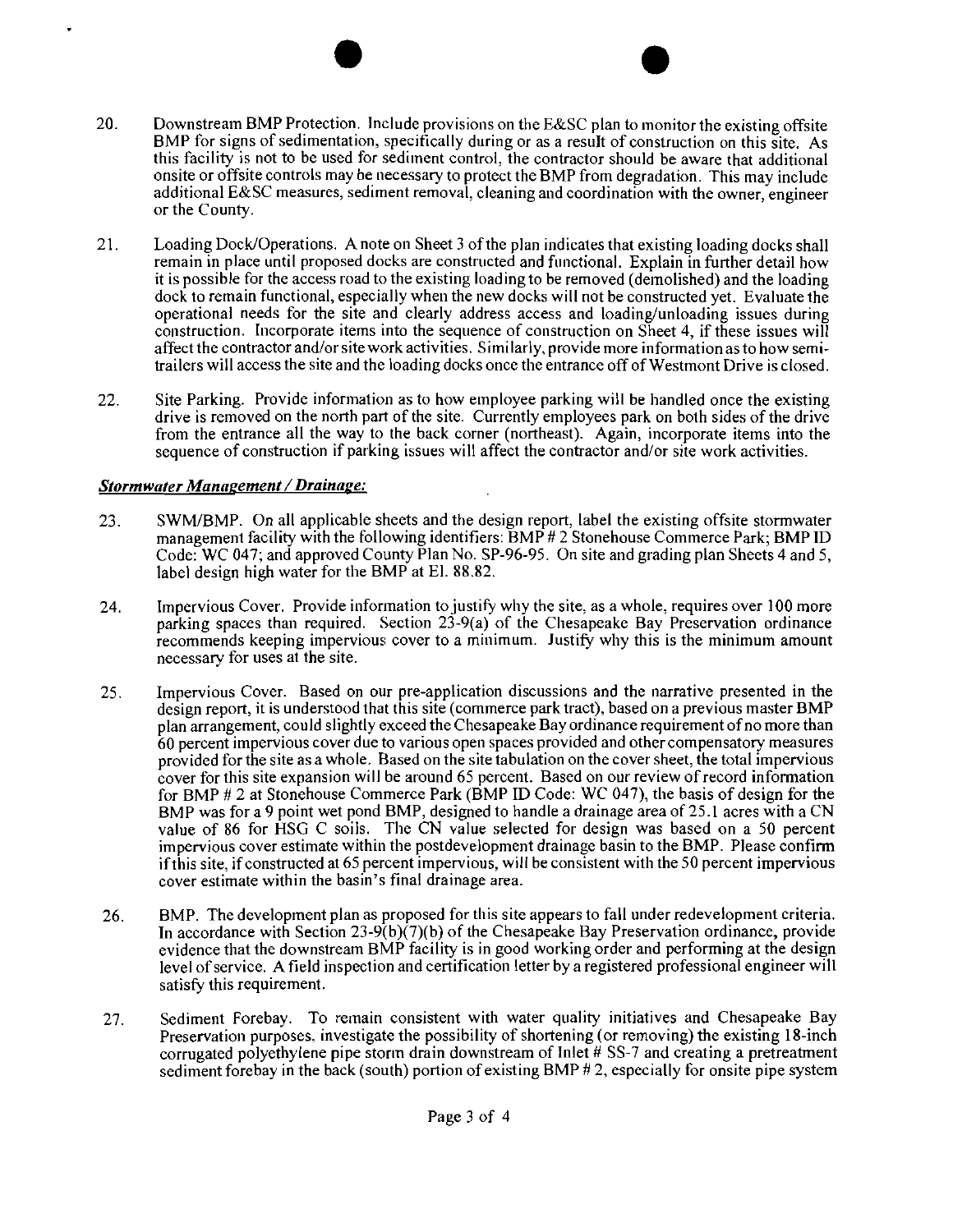20. Downstream BMP Protection. Include provisions on the E&SC plan to monitor the existing offsite BMP for signs of sedimentation, specifically during or as a result of construction on this site. As this facility is not to be used for sediment control, the contractor should be aware that additional onsite or offsite controls may be necessary to protect the BMP from degradation. This may include additional E&SC measures, sediment removal, cleaning and coordination with the owner, engineer or the County.

21. Loading Dock/Operations. A note on Sheet 3 of the plan indicates that existing loading docks shall remain in place until proposed docks are constructed and functional. Explain in further detail how it is possible for the access road to the existing loading to be removed (demolished) and the loading dock to remain functional, especially when the new docks will not be constructed yet. Evaluate the operational needs for the site and clearly address access and loading/unloading issues during construction. Incorporate items into the sequence of construction on Sheet 4, if these issues will affect the contractor and/or site work activities. Similarly, provide more information as to how semi-trailers will access the site and the loading docks once the entrance off of Westmont Drive is closed.

22. Site Parking. Provide information as to how employee parking will be handled once the existing drive is removed on the north part of the site. Currently employees park on both sides of the drive from the entrance all the way to the back corner (northeast). Again, incorporate items into the sequence of construction if parking issues will affect the contractor and/or site work activities.

***Stormwater Management / Drainage:***

23. SWM/BMP. On all applicable sheets and the design report, label the existing offsite stormwater management facility with the following identifiers: BMP # 2 Stonehouse Commerce Park; BMP ID Code: WC 047; and approved County Plan No. SP-96-95. On site and grading plan Sheets 4 and 5, label design high water for the BMP at El. 88.82.

24. Impervious Cover. Provide information to justify why the site, as a whole, requires over 100 more parking spaces than required. Section 23-9(a) of the Chesapeake Bay Preservation ordinance recommends keeping impervious cover to a minimum. Justify why this is the minimum amount necessary for uses at the site.

25. Impervious Cover. Based on our pre-application discussions and the narrative presented in the design report, it is understood that this site (commerce park tract), based on a previous master BMP plan arrangement, could slightly exceed the Chesapeake Bay ordinance requirement of no more than 60 percent impervious cover due to various open spaces provided and other compensatory measures provided for the site as a whole. Based on the site tabulation on the cover sheet, the total impervious cover for this site expansion will be around 65 percent. Based on our review of record information for BMP # 2 at Stonehouse Commerce Park (BMP ID Code: WC 047), the basis of design for the BMP was for a 9 point wet pond BMP, designed to handle a drainage area of 25.1 acres with a CN value of 86 for HSG C soils. The CN value selected for design was based on a 50 percent impervious cover estimate within the postdevelopment drainage basin to the BMP. Please confirm if this site, if constructed at 65 percent impervious, will be consistent with the 50 percent impervious cover estimate within the basin's final drainage area.

26. BMP. The development plan as proposed for this site appears to fall under redevelopment criteria. In accordance with Section 23-9(b)(7)(b) of the Chesapeake Bay Preservation ordinance, provide evidence that the downstream BMP facility is in good working order and performing at the design level of service. A field inspection and certification letter by a registered professional engineer will satisfy this requirement.

27. Sediment Forebay. To remain consistent with water quality initiatives and Chesapeake Bay Preservation purposes, investigate the possibility of shortening (or removing) the existing 18-inch corrugated polyethylene pipe storm drain downstream of Inlet # SS-7 and creating a pretreatment sediment forebay in the back (south) portion of existing BMP # 2, especially for onsite pipe system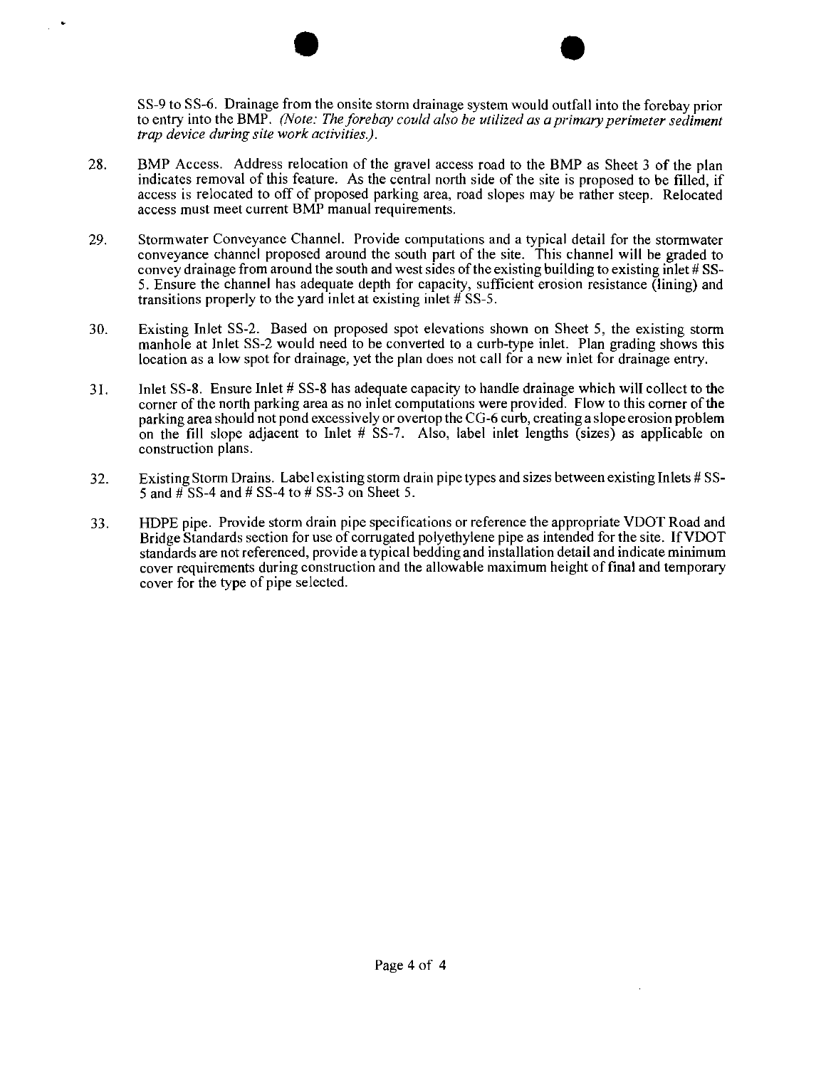SS-9 to SS-6. Drainage from the onsite storm drainage system would outfall into the forebay prior to entry into the BMP. *(Note: The forebay could also be utilized as a primary perimeter sediment trap device during site work activities.).*

28. BMP Access. Address relocation of the gravel access road to the BMP as Sheet 3 of the plan indicates removal of this feature. As the central north side of the site is proposed to be filled, if access is relocated to off of proposed parking area, road slopes may be rather steep. Relocated access must meet current BMP manual requirements.

29. Stormwater Conveyance Channel. Provide computations and a typical detail for the stormwater conveyance channel proposed around the south part of the site. This channel will be graded to convey drainage from around the south and west sides of the existing building to existing inlet # SS-5. Ensure the channel has adequate depth for capacity, sufficient erosion resistance (lining) and transitions properly to the yard inlet at existing inlet # SS-5.

30. Existing Inlet SS-2. Based on proposed spot elevations shown on Sheet 5, the existing storm manhole at Inlet SS-2 would need to be converted to a curb-type inlet. Plan grading shows this location as a low spot for drainage, yet the plan does not call for a new inlet for drainage entry.

31. Inlet SS-8. Ensure Inlet # SS-8 has adequate capacity to handle drainage which will collect to the corner of the north parking area as no inlet computations were provided. Flow to this corner of the parking area should not pond excessively or overtop the CG-6 curb, creating a slope erosion problem on the fill slope adjacent to Inlet # SS-7. Also, label inlet lengths (sizes) as applicable on construction plans.

32. Existing Storm Drains. Label existing storm drain pipe types and sizes between existing Inlets # SS-5 and # SS-4 and # SS-4 to # SS-3 on Sheet 5.

33. HDPE pipe. Provide storm drain pipe specifications or reference the appropriate VDOT Road and Bridge Standards section for use of corrugated polyethylene pipe as intended for the site. If VDOT standards are not referenced, provide a typical bedding and installation detail and indicate minimum cover requirements during construction and the allowable maximum height of final and temporary cover for the type of pipe selected.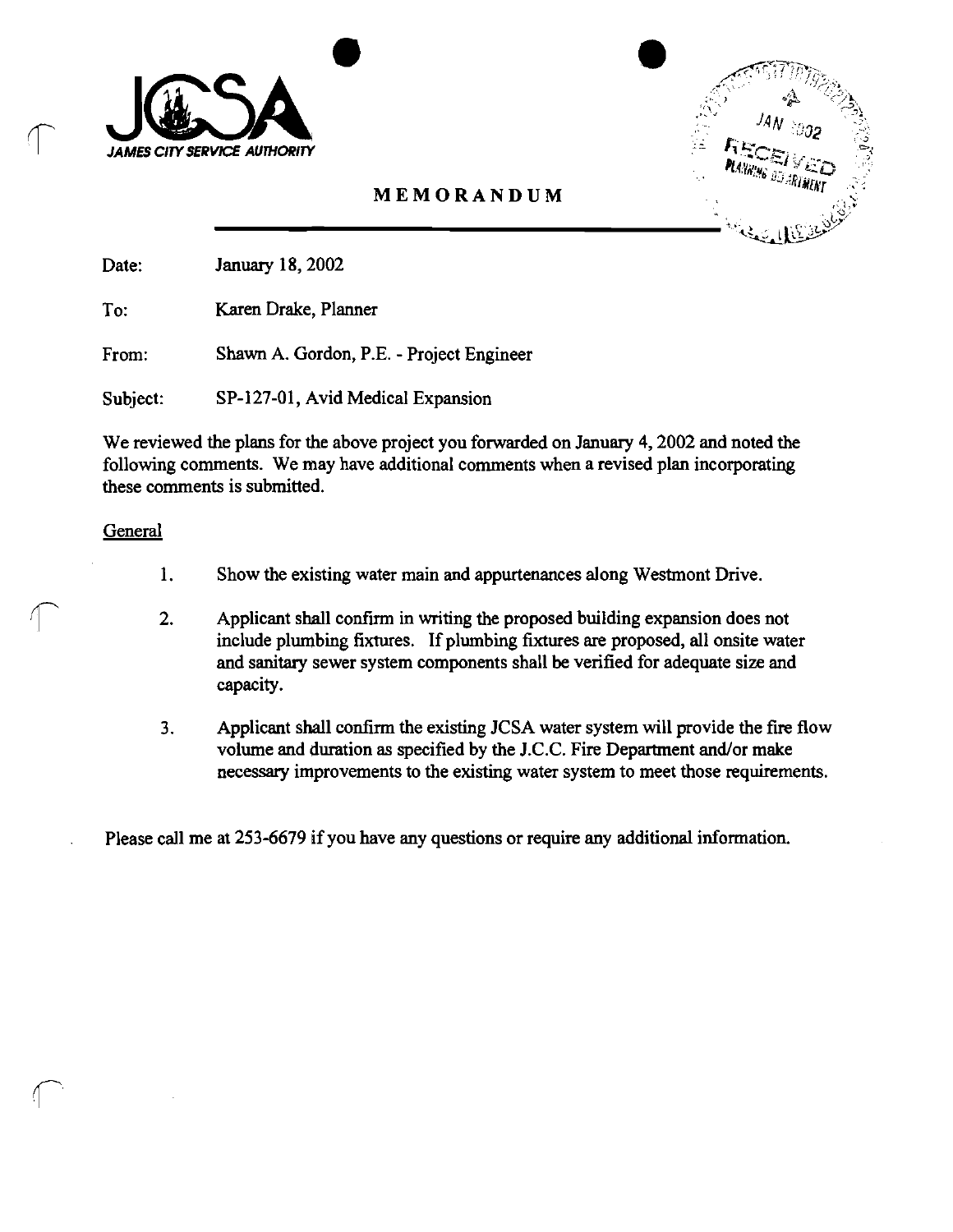JCSA

*JAMES CITY SERVICE AUTHORITY*

RECEIVED JAN 2002 PLANNING DEPARTMENT

## MEMORANDUM

Date: January 18, 2002

To: Karen Drake, Planner

From: Shawn A. Gordon, P.E. - Project Engineer

Subject: SP-127-01, Avid Medical Expansion

We reviewed the plans for the above project you forwarded on January 4, 2002 and noted the following comments. We may have additional comments when a revised plan incorporating these comments is submitted.

General

1. Show the existing water main and appurtenances along Westmont Drive.

2. Applicant shall confirm in writing the proposed building expansion does not include plumbing fixtures. If plumbing fixtures are proposed, all onsite water and sanitary sewer system components shall be verified for adequate size and capacity.

3. Applicant shall confirm the existing JCSA water system will provide the fire flow volume and duration as specified by the J.C.C. Fire Department and/or make necessary improvements to the existing water system to meet those requirements.

Please call me at 253-6679 if you have any questions or require any additional information.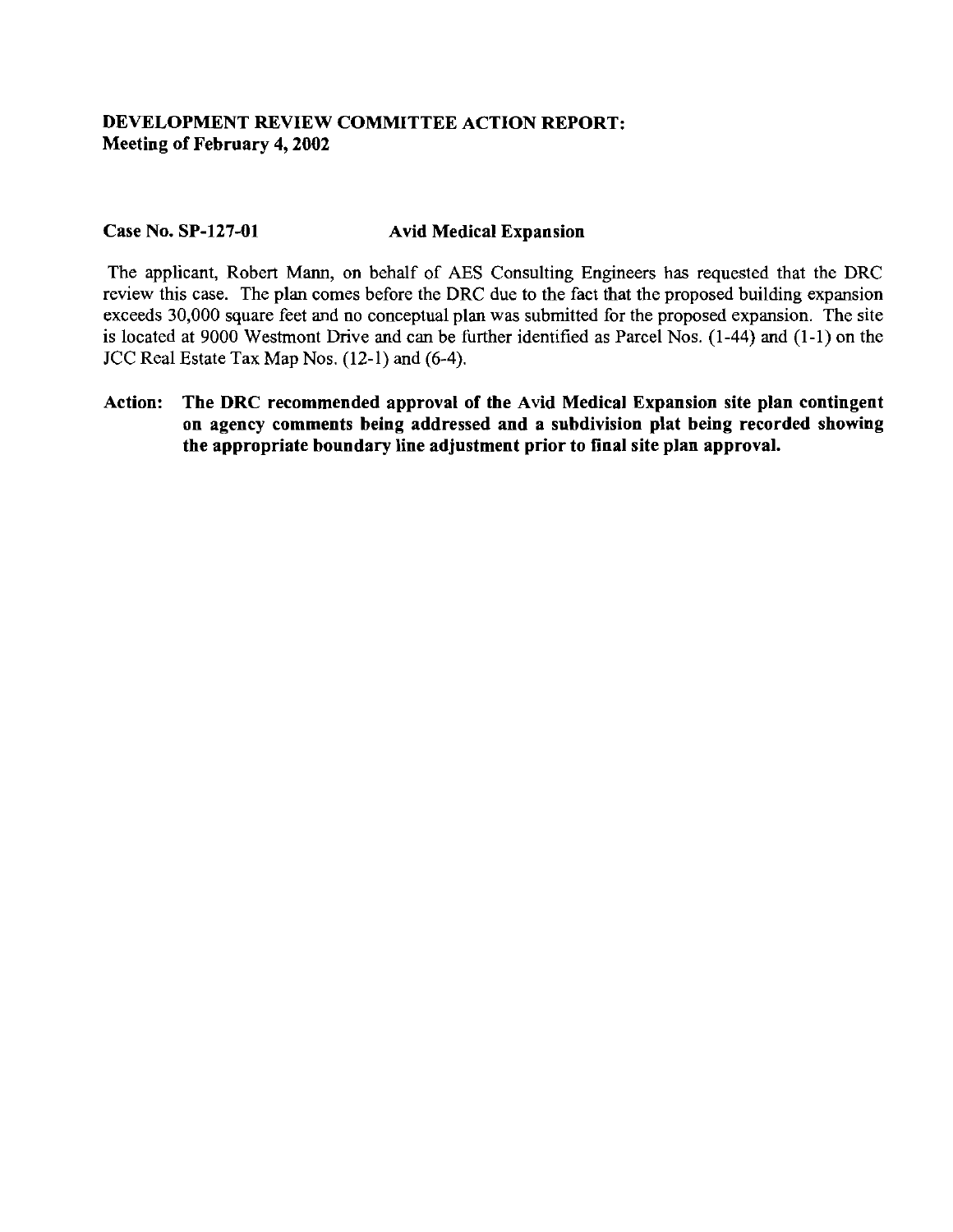**DEVELOPMENT REVIEW COMMITTEE ACTION REPORT:**
**Meeting of February 4, 2002**

**Case No. SP-127-01 Avid Medical Expansion**

The applicant, Robert Mann, on behalf of AES Consulting Engineers has requested that the DRC review this case. The plan comes before the DRC due to the fact that the proposed building expansion exceeds 30,000 square feet and no conceptual plan was submitted for the proposed expansion. The site is located at 9000 Westmont Drive and can be further identified as Parcel Nos. (1-44) and (1-1) on the JCC Real Estate Tax Map Nos. (12-1) and (6-4).

**Action: The DRC recommended approval of the Avid Medical Expansion site plan contingent on agency comments being addressed and a subdivision plat being recorded showing the appropriate boundary line adjustment prior to final site plan approval.**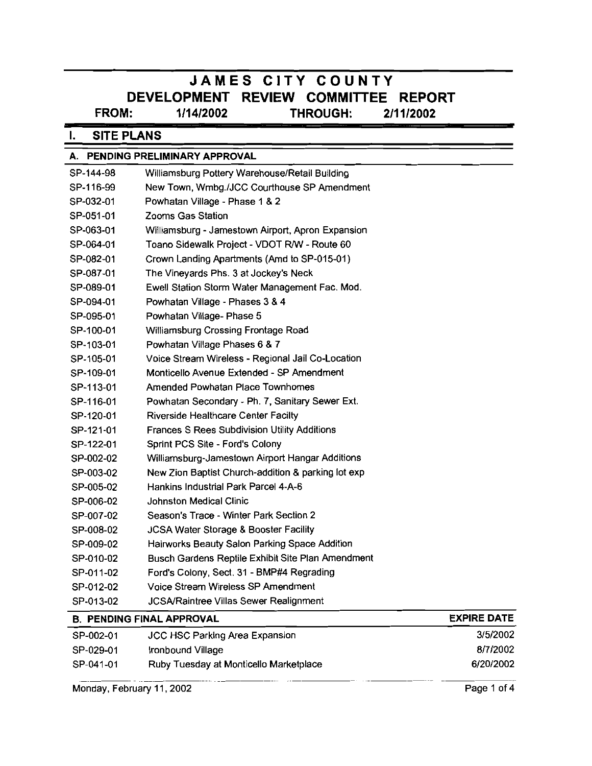# JAMES CITY COUNTY

## DEVELOPMENT REVIEW COMMITTEE REPORT

**FROM:** 1/14/2002 **THROUGH:** 2/11/2002

## I. SITE PLANS

### A. PENDING PRELIMINARY APPROVAL

| | |
|---|---|
| SP-144-98 | Williamsburg Pottery Warehouse/Retail Building |
| SP-116-99 | New Town, Wmbg./JCC Courthouse SP Amendment |
| SP-032-01 | Powhatan Village - Phase 1 & 2 |
| SP-051-01 | Zooms Gas Station |
| SP-063-01 | Williamsburg - Jamestown Airport, Apron Expansion |
| SP-064-01 | Toano Sidewalk Project - VDOT R/W - Route 60 |
| SP-082-01 | Crown Landing Apartments (Amd to SP-015-01) |
| SP-087-01 | The Vineyards Phs. 3 at Jockey's Neck |
| SP-089-01 | Ewell Station Storm Water Management Fac. Mod. |
| SP-094-01 | Powhatan Village - Phases 3 & 4 |
| SP-095-01 | Powhatan Village- Phase 5 |
| SP-100-01 | Williamsburg Crossing Frontage Road |
| SP-103-01 | Powhatan Village Phases 6 & 7 |
| SP-105-01 | Voice Stream Wireless - Regional Jail Co-Location |
| SP-109-01 | Monticello Avenue Extended - SP Amendment |
| SP-113-01 | Amended Powhatan Place Townhomes |
| SP-116-01 | Powhatan Secondary - Ph. 7, Sanitary Sewer Ext. |
| SP-120-01 | Riverside Healthcare Center Facilty |
| SP-121-01 | Frances S Rees Subdivision Utility Additions |
| SP-122-01 | Sprint PCS Site - Ford's Colony |
| SP-002-02 | Williamsburg-Jamestown Airport Hangar Additions |
| SP-003-02 | New Zion Baptist Church-addition & parking lot exp |
| SP-005-02 | Hankins Industrial Park Parcel 4-A-6 |
| SP-006-02 | Johnston Medical Clinic |
| SP-007-02 | Season's Trace - Winter Park Section 2 |
| SP-008-02 | JCSA Water Storage & Booster Facility |
| SP-009-02 | Hairworks Beauty Salon Parking Space Addition |
| SP-010-02 | Busch Gardens Reptile Exhibit Site Plan Amendment |
| SP-011-02 | Ford's Colony, Sect. 31 - BMP#4 Regrading |
| SP-012-02 | Voice Stream Wireless SP Amendment |
| SP-013-02 | JCSA/Raintree Villas Sewer Realignment |

### B. PENDING FINAL APPROVAL

| | | EXPIRE DATE |
|---|---|---|
| SP-002-01 | JCC HSC Parking Area Expansion | 3/5/2002 |
| SP-029-01 | Ironbound Village | 8/7/2002 |
| SP-041-01 | Ruby Tuesday at Monticello Marketplace | 6/20/2002 |

Monday, February 11, 2002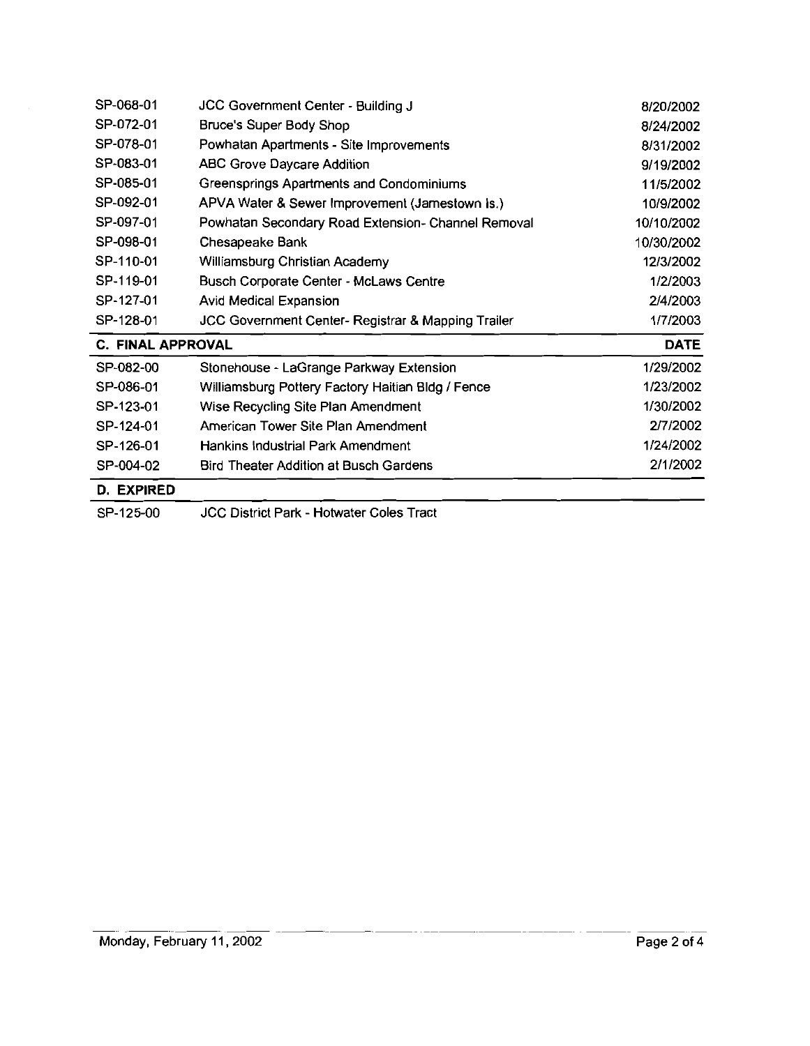| | | |
|---|---|---|
| SP-068-01 | JCC Government Center - Building J | 8/20/2002 |
| SP-072-01 | Bruce's Super Body Shop | 8/24/2002 |
| SP-078-01 | Powhatan Apartments - Site Improvements | 8/31/2002 |
| SP-083-01 | ABC Grove Daycare Addition | 9/19/2002 |
| SP-085-01 | Greensprings Apartments and Condominiums | 11/5/2002 |
| SP-092-01 | APVA Water & Sewer Improvement (Jamestown Is.) | 10/9/2002 |
| SP-097-01 | Powhatan Secondary Road Extension- Channel Removal | 10/10/2002 |
| SP-098-01 | Chesapeake Bank | 10/30/2002 |
| SP-110-01 | Williamsburg Christian Academy | 12/3/2002 |
| SP-119-01 | Busch Corporate Center - McLaws Centre | 1/2/2003 |
| SP-127-01 | Avid Medical Expansion | 2/4/2003 |
| SP-128-01 | JCC Government Center- Registrar & Mapping Trailer | 1/7/2003 |

| **C. FINAL APPROVAL** | | **DATE** |
|---|---|---|
| SP-082-00 | Stonehouse - LaGrange Parkway Extension | 1/29/2002 |
| SP-086-01 | Williamsburg Pottery Factory Haitian Bldg / Fence | 1/23/2002 |
| SP-123-01 | Wise Recycling Site Plan Amendment | 1/30/2002 |
| SP-124-01 | American Tower Site Plan Amendment | 2/7/2002 |
| SP-126-01 | Hankins Industrial Park Amendment | 1/24/2002 |
| SP-004-02 | Bird Theater Addition at Busch Gardens | 2/1/2002 |

| **D. EXPIRED** | |
|---|---|
| SP-125-00 | JCC District Park - Hotwater Coles Tract |

Monday, February 11, 2002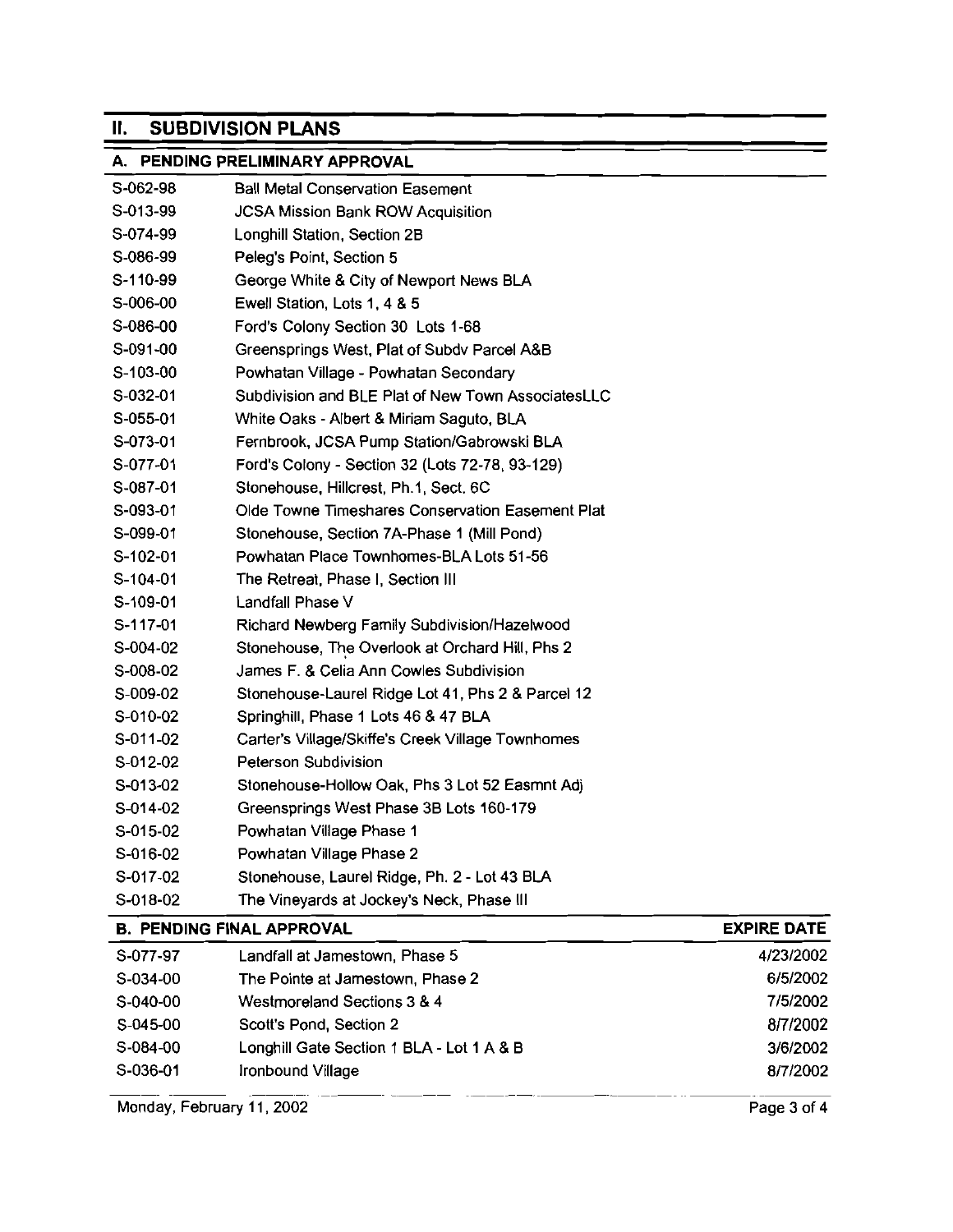## II. SUBDIVISION PLANS

### A. PENDING PRELIMINARY APPROVAL

| | |
|---|---|
| S-062-98 | Ball Metal Conservation Easement |
| S-013-99 | JCSA Mission Bank ROW Acquisition |
| S-074-99 | Longhill Station, Section 2B |
| S-086-99 | Peleg's Point, Section 5 |
| S-110-99 | George White & City of Newport News BLA |
| S-006-00 | Ewell Station, Lots 1, 4 & 5 |
| S-086-00 | Ford's Colony Section 30 Lots 1-68 |
| S-091-00 | Greensprings West, Plat of Subdv Parcel A&B |
| S-103-00 | Powhatan Village - Powhatan Secondary |
| S-032-01 | Subdivision and BLE Plat of New Town AssociatesLLC |
| S-055-01 | White Oaks - Albert & Miriam Saguto, BLA |
| S-073-01 | Fernbrook, JCSA Pump Station/Gabrowski BLA |
| S-077-01 | Ford's Colony - Section 32 (Lots 72-78, 93-129) |
| S-087-01 | Stonehouse, Hillcrest, Ph.1, Sect. 6C |
| S-093-01 | Olde Towne Timeshares Conservation Easement Plat |
| S-099-01 | Stonehouse, Section 7A-Phase 1 (Mill Pond) |
| S-102-01 | Powhatan Place Townhomes-BLA Lots 51-56 |
| S-104-01 | The Retreat, Phase I, Section III |
| S-109-01 | Landfall Phase V |
| S-117-01 | Richard Newberg Family Subdivision/Hazelwood |
| S-004-02 | Stonehouse, The Overlook at Orchard Hill, Phs 2 |
| S-008-02 | James F. & Celia Ann Cowles Subdivision |
| S-009-02 | Stonehouse-Laurel Ridge Lot 41, Phs 2 & Parcel 12 |
| S-010-02 | Springhill, Phase 1 Lots 46 & 47 BLA |
| S-011-02 | Carter's Village/Skiffe's Creek Village Townhomes |
| S-012-02 | Peterson Subdivision |
| S-013-02 | Stonehouse-Hollow Oak, Phs 3 Lot 52 Easmnt Adj |
| S-014-02 | Greensprings West Phase 3B Lots 160-179 |
| S-015-02 | Powhatan Village Phase 1 |
| S-016-02 | Powhatan Village Phase 2 |
| S-017-02 | Stonehouse, Laurel Ridge, Ph. 2 - Lot 43 BLA |
| S-018-02 | The Vineyards at Jockey's Neck, Phase III |

### B. PENDING FINAL APPROVAL

| | | EXPIRE DATE |
|---|---|---|
| S-077-97 | Landfall at Jamestown, Phase 5 | 4/23/2002 |
| S-034-00 | The Pointe at Jamestown, Phase 2 | 6/5/2002 |
| S-040-00 | Westmoreland Sections 3 & 4 | 7/5/2002 |
| S-045-00 | Scott's Pond, Section 2 | 8/7/2002 |
| S-084-00 | Longhill Gate Section 1 BLA - Lot 1 A & B | 3/6/2002 |
| S-036-01 | Ironbound Village | 8/7/2002 |

Monday, February 11, 2002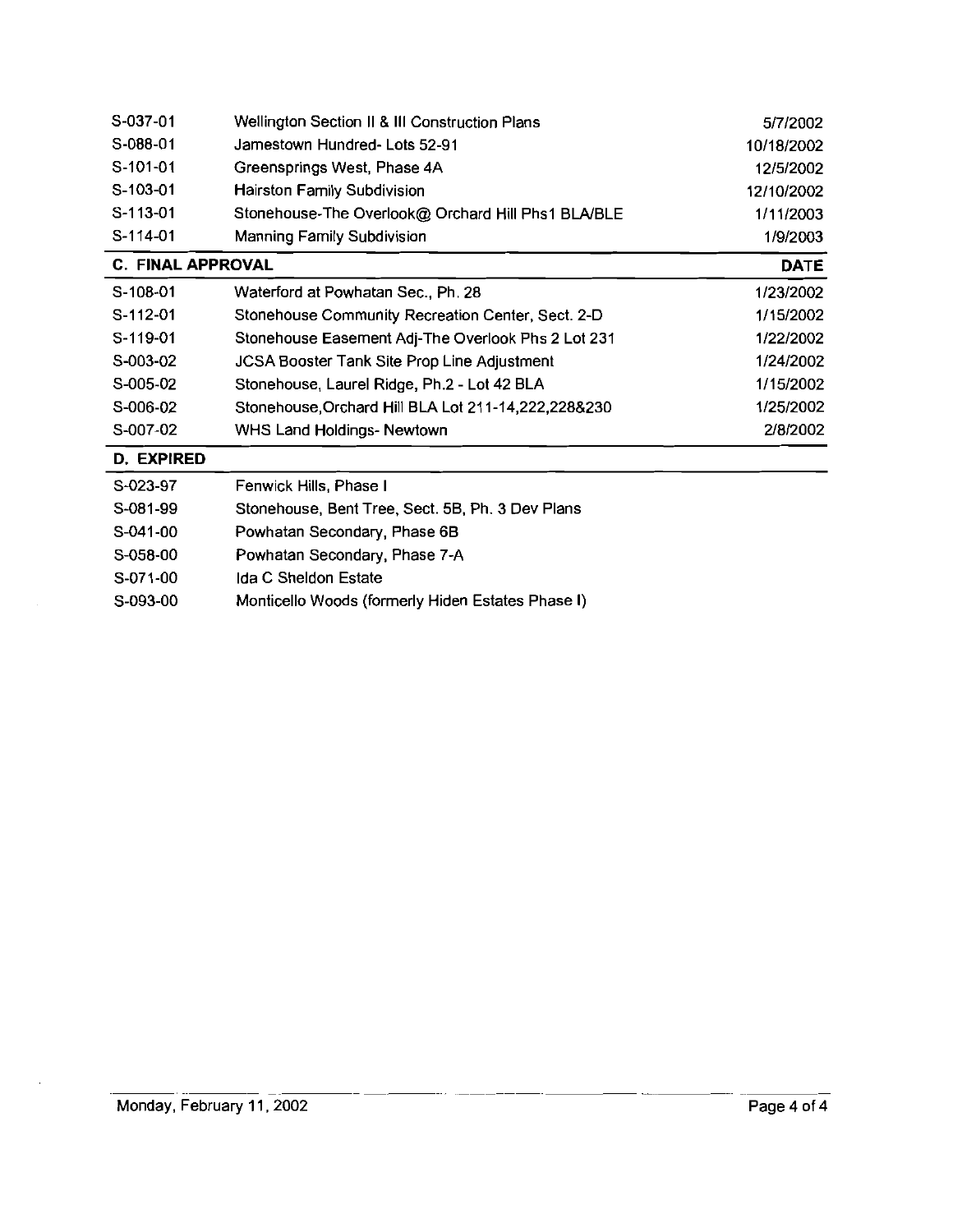| | | |
|---|---|---|
| S-037-01 | Wellington Section II & III Construction Plans | 5/7/2002 |
| S-088-01 | Jamestown Hundred- Lots 52-91 | 10/18/2002 |
| S-101-01 | Greensprings West, Phase 4A | 12/5/2002 |
| S-103-01 | Hairston Family Subdivision | 12/10/2002 |
| S-113-01 | Stonehouse-The Overlook@ Orchard Hill Phs1 BLA/BLE | 1/11/2003 |
| S-114-01 | Manning Family Subdivision | 1/9/2003 |

| **C. FINAL APPROVAL** | | **DATE** |
|---|---|---|
| S-108-01 | Waterford at Powhatan Sec., Ph. 28 | 1/23/2002 |
| S-112-01 | Stonehouse Community Recreation Center, Sect. 2-D | 1/15/2002 |
| S-119-01 | Stonehouse Easement Adj-The Overlook Phs 2 Lot 231 | 1/22/2002 |
| S-003-02 | JCSA Booster Tank Site Prop Line Adjustment | 1/24/2002 |
| S-005-02 | Stonehouse, Laurel Ridge, Ph.2 - Lot 42 BLA | 1/15/2002 |
| S-006-02 | Stonehouse,Orchard Hill BLA Lot 211-14,222,228&230 | 1/25/2002 |
| S-007-02 | WHS Land Holdings- Newtown | 2/8/2002 |

| **D. EXPIRED** | |
|---|---|
| S-023-97 | Fenwick Hills, Phase I |
| S-081-99 | Stonehouse, Bent Tree, Sect. 5B, Ph. 3 Dev Plans |
| S-041-00 | Powhatan Secondary, Phase 6B |
| S-058-00 | Powhatan Secondary, Phase 7-A |
| S-071-00 | Ida C Sheldon Estate |
| S-093-00 | Monticello Woods (formerly Hiden Estates Phase I) |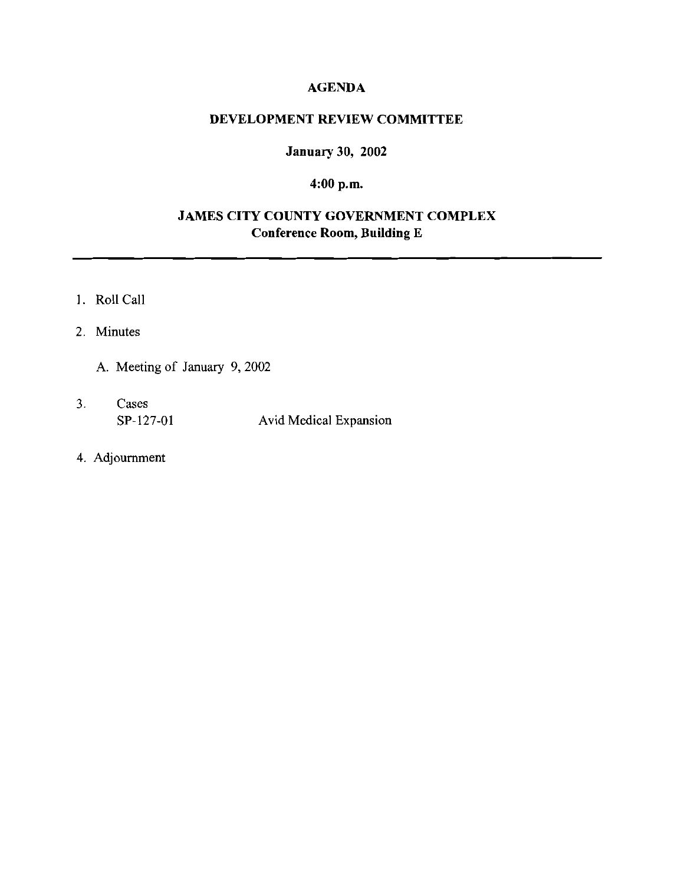# AGENDA

## DEVELOPMENT REVIEW COMMITTEE

**January 30, 2002**

**4:00 p.m.**

**JAMES CITY COUNTY GOVERNMENT COMPLEX**
**Conference Room, Building E**

---

1. Roll Call

2. Minutes

   A. Meeting of January 9, 2002

3. Cases

   SP-127-01 Avid Medical Expansion

4. Adjournment